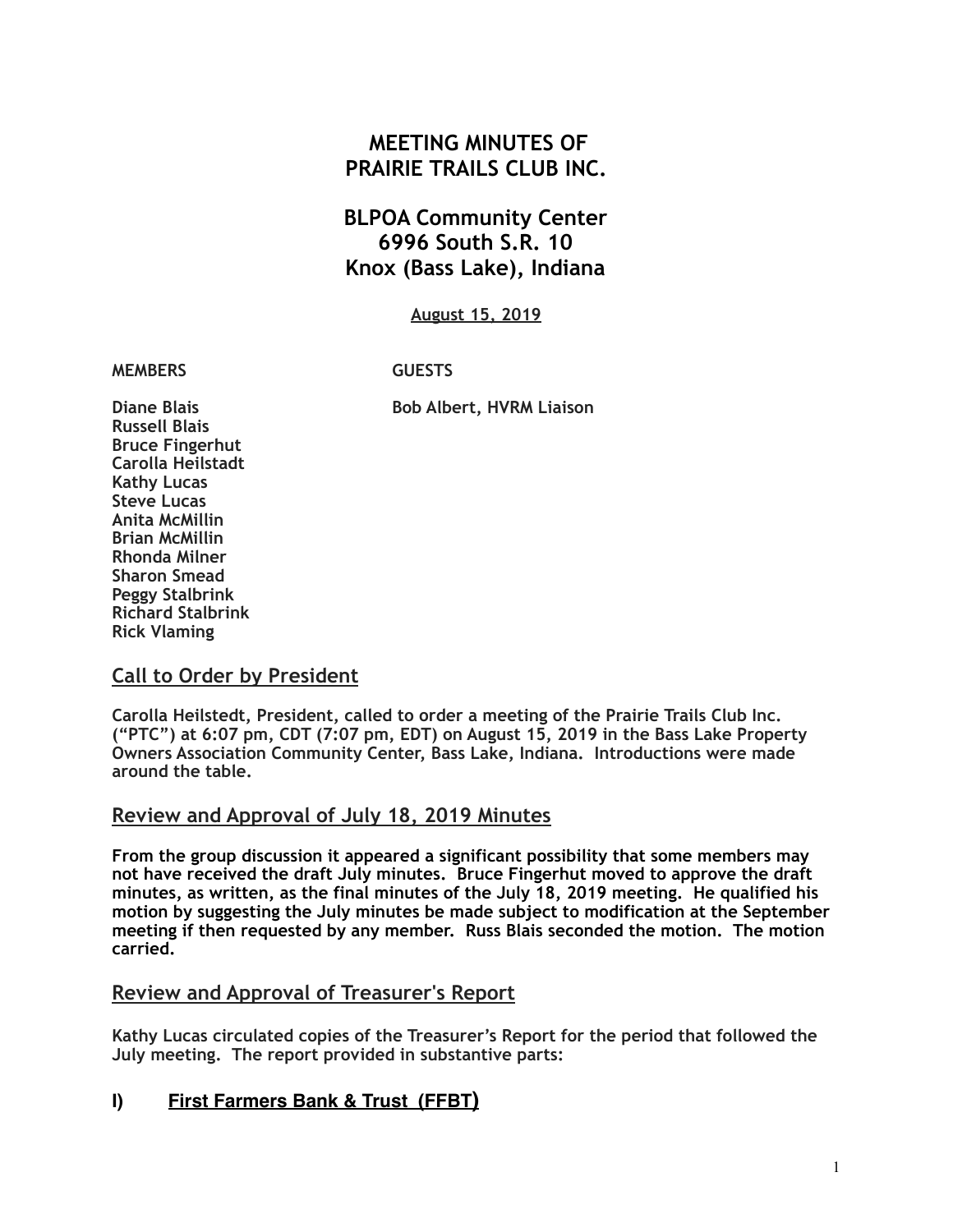# MEETING MINUTES OF
# PRAIRIE TRAILS CLUB INC.

## BLPOA Community Center
## 6996 South S.R. 10
## Knox (Bass Lake), Indiana

**August 15, 2019**

| MEMBERS | GUESTS |
|---|---|
| Diane Blais | Bob Albert, HVRM Liaison |
| Russell Blais | |
| Bruce Fingerhut | |
| Carolla Heilstadt | |
| Kathy Lucas | |
| Steve Lucas | |
| Anita McMillin | |
| Brian McMillin | |
| Rhonda Milner | |
| Sharon Smead | |
| Peggy Stalbrink | |
| Richard Stalbrink | |
| Rick Vlaming | |

## Call to Order by President

**Carolla Heilstedt, President, called to order a meeting of the Prairie Trails Club Inc. ("PTC") at 6:07 pm, CDT (7:07 pm, EDT) on August 15, 2019 in the Bass Lake Property Owners Association Community Center, Bass Lake, Indiana. Introductions were made around the table.**

## Review and Approval of July 18, 2019 Minutes

**From the group discussion it appeared a significant possibility that some members may not have received the draft July minutes. Bruce Fingerhut moved to approve the draft minutes, as written, as the final minutes of the July 18, 2019 meeting. He qualified his motion by suggesting the July minutes be made subject to modification at the September meeting if then requested by any member. Russ Blais seconded the motion. The motion carried.**

## Review and Approval of Treasurer's Report

**Kathy Lucas circulated copies of the Treasurer's Report for the period that followed the July meeting. The report provided in substantive parts:**

### I) First Farmers Bank & Trust (FFBT)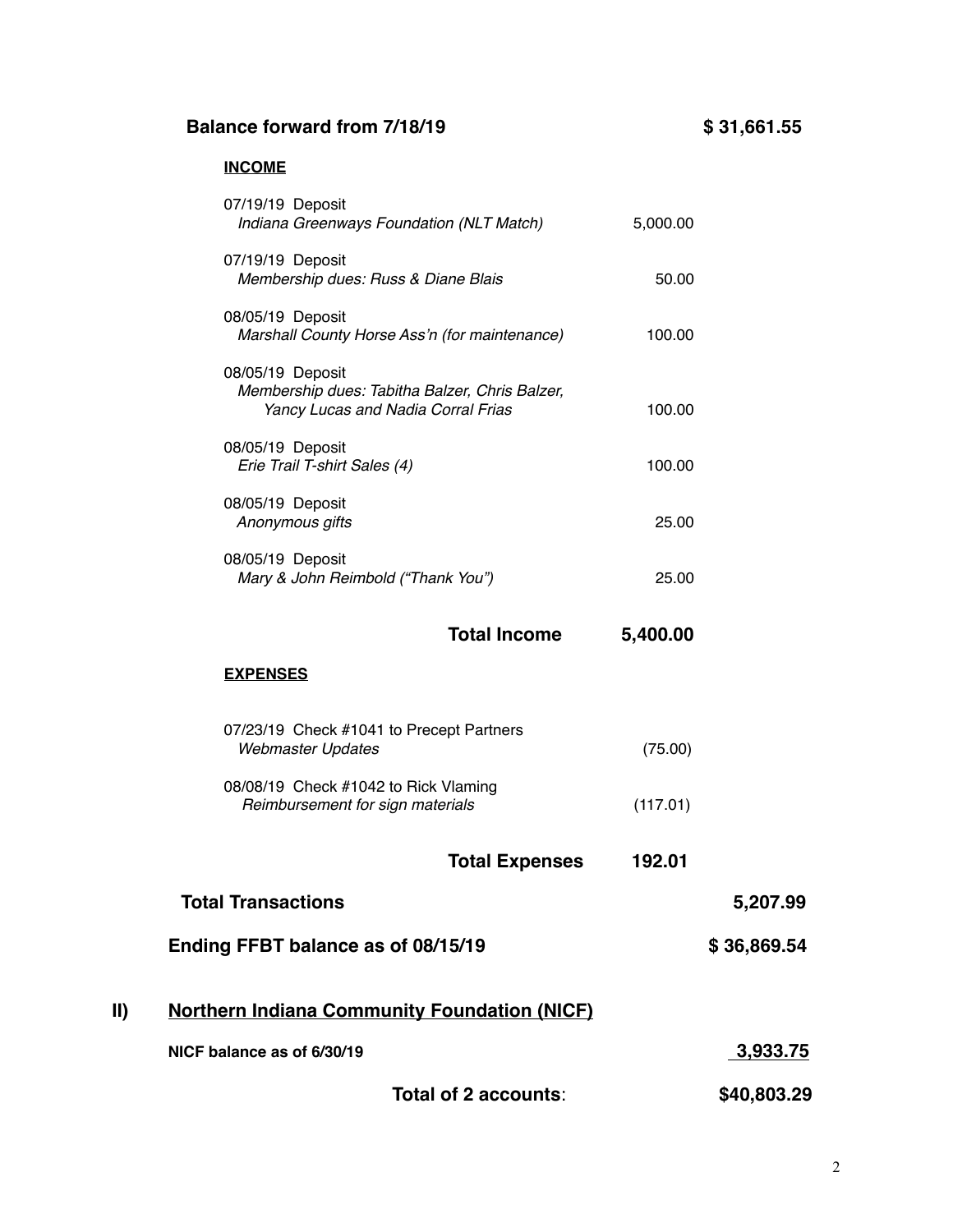**Balance forward from 7/18/19** **$ 31,661.55**

**INCOME**

| Date / Description | Amount | |
|---|---|---|
| 07/19/19 Deposit<br>*Indiana Greenways Foundation (NLT Match)* | 5,000.00 | |
| 07/19/19 Deposit<br>*Membership dues: Russ & Diane Blais* | 50.00 | |
| 08/05/19 Deposit<br>*Marshall County Horse Ass'n (for maintenance)* | 100.00 | |
| 08/05/19 Deposit<br>*Membership dues: Tabitha Balzer, Chris Balzer, Yancy Lucas and Nadia Corral Frias* | 100.00 | |
| 08/05/19 Deposit<br>*Erie Trail T-shirt Sales (4)* | 100.00 | |
| 08/05/19 Deposit<br>*Anonymous gifts* | 25.00 | |
| 08/05/19 Deposit<br>*Mary & John Reimbold ("Thank You")* | 25.00 | |
| **Total Income** | **5,400.00** | |

**EXPENSES**

| Date / Description | Amount | |
|---|---|---|
| 07/23/19 Check #1041 to Precept Partners<br>*Webmaster Updates* | (75.00) | |
| 08/08/19 Check #1042 to Rick Vlaming<br>*Reimbursement for sign materials* | (117.01) | |
| **Total Expenses** | **192.01** | |

**Total Transactions** **5,207.99**

**Ending FFBT balance as of 08/15/19** **$ 36,869.54**

## II) Northern Indiana Community Foundation (NICF)

**NICF balance as of 6/30/19** **3,933.75**

**Total of 2 accounts**: **$40,803.29**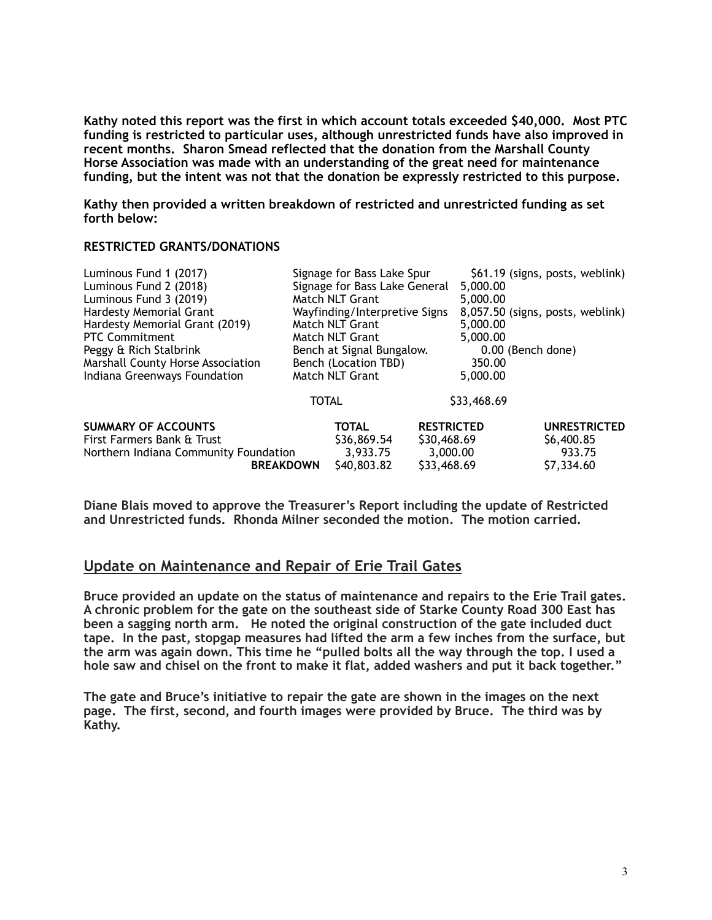**Kathy noted this report was the first in which account totals exceeded $40,000. Most PTC funding is restricted to particular uses, although unrestricted funds have also improved in recent months. Sharon Smead reflected that the donation from the Marshall County Horse Association was made with an understanding of the great need for maintenance funding, but the intent was not that the donation be expressly restricted to this purpose.**

**Kathy then provided a written breakdown of restricted and unrestricted funding as set forth below:**

**RESTRICTED GRANTS/DONATIONS**

| | | |
|---|---|---|
| Luminous Fund 1 (2017) | Signage for Bass Lake Spur | $61.19 (signs, posts, weblink) |
| Luminous Fund 2 (2018) | Signage for Bass Lake General | 5,000.00 |
| Luminous Fund 3 (2019) | Match NLT Grant | 5,000.00 |
| Hardesty Memorial Grant | Wayfinding/Interpretive Signs | 8,057.50 (signs, posts, weblink) |
| Hardesty Memorial Grant (2019) | Match NLT Grant | 5,000.00 |
| PTC Commitment | Match NLT Grant | 5,000.00 |
| Peggy & Rich Stalbrink | Bench at Signal Bungalow. | 0.00 (Bench done) |
| Marshall County Horse Association | Bench (Location TBD) | 350.00 |
| Indiana Greenways Foundation | Match NLT Grant | 5,000.00 |
| | TOTAL | $33,468.69 |

| **SUMMARY OF ACCOUNTS** | **TOTAL** | **RESTRICTED** | **UNRESTRICTED** |
|---|---|---|---|
| First Farmers Bank & Trust | $36,869.54 | $30,468.69 | $6,400.85 |
| Northern Indiana Community Foundation | 3,933.75 | 3,000.00 | 933.75 |
| **BREAKDOWN** | $40,803.82 | $33,468.69 | $7,334.60 |

**Diane Blais moved to approve the Treasurer's Report including the update of Restricted and Unrestricted funds. Rhonda Milner seconded the motion. The motion carried.**

## Update on Maintenance and Repair of Erie Trail Gates

**Bruce provided an update on the status of maintenance and repairs to the Erie Trail gates. A chronic problem for the gate on the southeast side of Starke County Road 300 East has been a sagging north arm. He noted the original construction of the gate included duct tape. In the past, stopgap measures had lifted the arm a few inches from the surface, but the arm was again down. This time he "pulled bolts all the way through the top. I used a hole saw and chisel on the front to make it flat, added washers and put it back together."**

**The gate and Bruce's initiative to repair the gate are shown in the images on the next page. The first, second, and fourth images were provided by Bruce. The third was by Kathy.**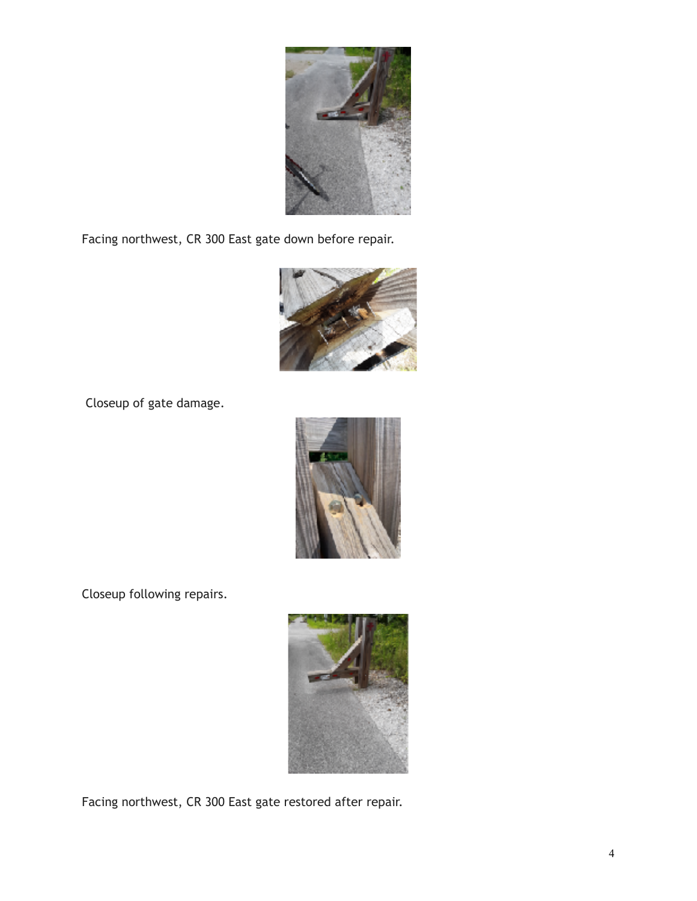Facing northwest, CR 300 East gate down before repair.

Closeup of gate damage.

Closeup following repairs.

Facing northwest, CR 300 East gate restored after repair.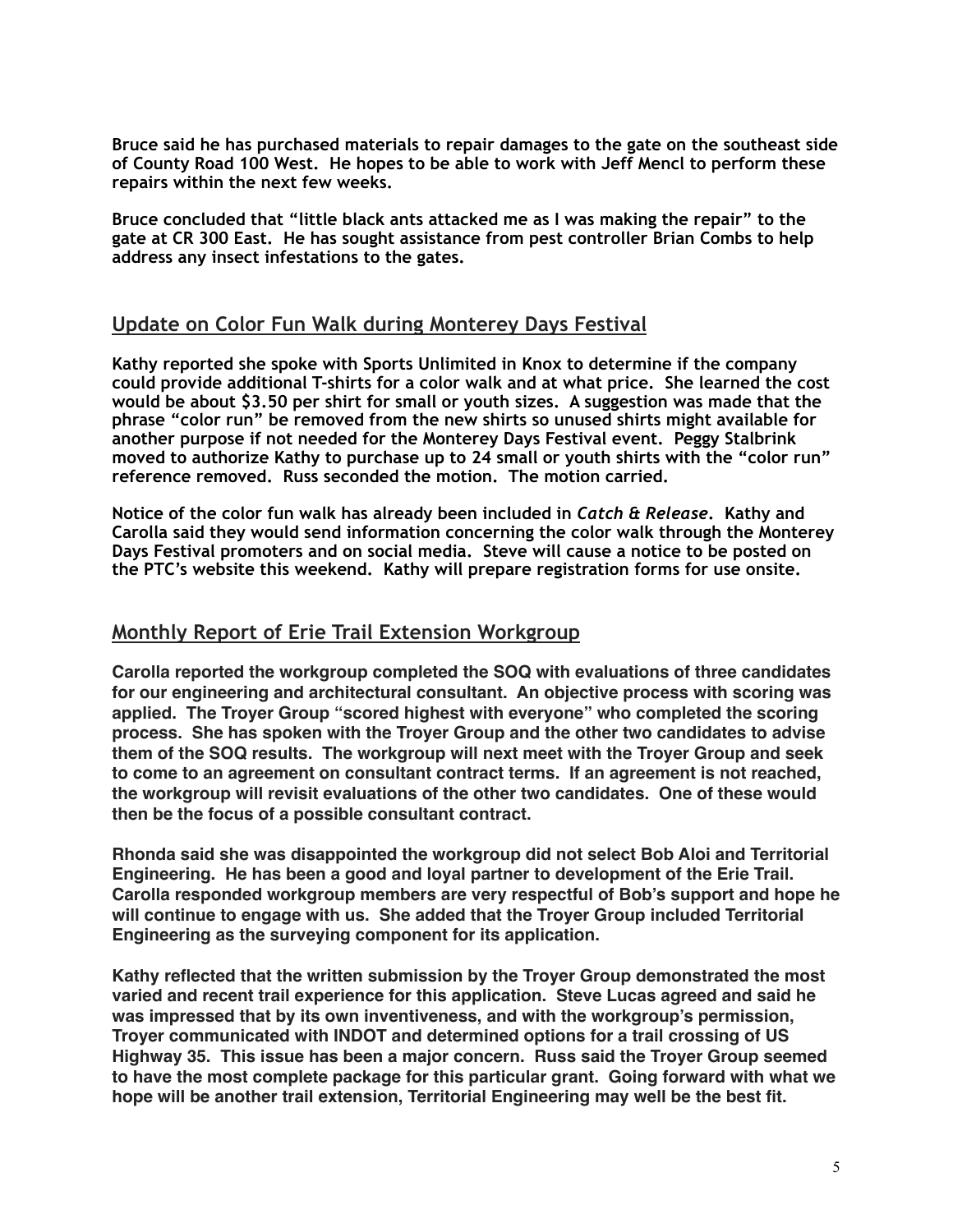**Bruce said he has purchased materials to repair damages to the gate on the southeast side of County Road 100 West. He hopes to be able to work with Jeff Mencl to perform these repairs within the next few weeks.**

**Bruce concluded that "little black ants attacked me as I was making the repair" to the gate at CR 300 East. He has sought assistance from pest controller Brian Combs to help address any insect infestations to the gates.**

## Update on Color Fun Walk during Monterey Days Festival

**Kathy reported she spoke with Sports Unlimited in Knox to determine if the company could provide additional T-shirts for a color walk and at what price. She learned the cost would be about $3.50 per shirt for small or youth sizes. A suggestion was made that the phrase "color run" be removed from the new shirts so unused shirts might available for another purpose if not needed for the Monterey Days Festival event. Peggy Stalbrink moved to authorize Kathy to purchase up to 24 small or youth shirts with the "color run" reference removed. Russ seconded the motion. The motion carried.**

**Notice of the color fun walk has already been included in *Catch & Release*. Kathy and Carolla said they would send information concerning the color walk through the Monterey Days Festival promoters and on social media. Steve will cause a notice to be posted on the PTC's website this weekend. Kathy will prepare registration forms for use onsite.**

## Monthly Report of Erie Trail Extension Workgroup

**Carolla reported the workgroup completed the SOQ with evaluations of three candidates for our engineering and architectural consultant. An objective process with scoring was applied. The Troyer Group "scored highest with everyone" who completed the scoring process. She has spoken with the Troyer Group and the other two candidates to advise them of the SOQ results. The workgroup will next meet with the Troyer Group and seek to come to an agreement on consultant contract terms. If an agreement is not reached, the workgroup will revisit evaluations of the other two candidates. One of these would then be the focus of a possible consultant contract.**

**Rhonda said she was disappointed the workgroup did not select Bob Aloi and Territorial Engineering. He has been a good and loyal partner to development of the Erie Trail. Carolla responded workgroup members are very respectful of Bob's support and hope he will continue to engage with us. She added that the Troyer Group included Territorial Engineering as the surveying component for its application.**

**Kathy reflected that the written submission by the Troyer Group demonstrated the most varied and recent trail experience for this application. Steve Lucas agreed and said he was impressed that by its own inventiveness, and with the workgroup's permission, Troyer communicated with INDOT and determined options for a trail crossing of US Highway 35. This issue has been a major concern. Russ said the Troyer Group seemed to have the most complete package for this particular grant. Going forward with what we hope will be another trail extension, Territorial Engineering may well be the best fit.**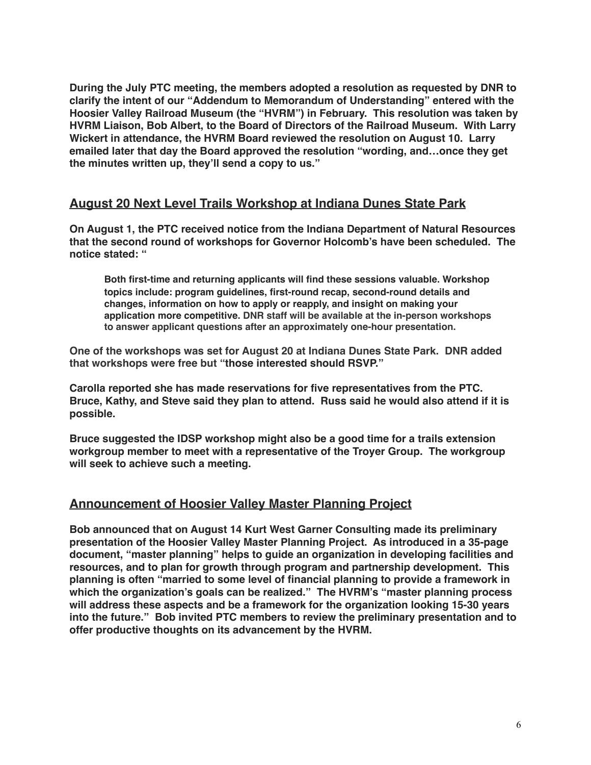**During the July PTC meeting, the members adopted a resolution as requested by DNR to clarify the intent of our "Addendum to Memorandum of Understanding" entered with the Hoosier Valley Railroad Museum (the "HVRM") in February. This resolution was taken by HVRM Liaison, Bob Albert, to the Board of Directors of the Railroad Museum. With Larry Wickert in attendance, the HVRM Board reviewed the resolution on August 10. Larry emailed later that day the Board approved the resolution "wording, and…once they get the minutes written up, they'll send a copy to us."**

## August 20 Next Level Trails Workshop at Indiana Dunes State Park

**On August 1, the PTC received notice from the Indiana Department of Natural Resources that the second round of workshops for Governor Holcomb's have been scheduled. The notice stated: "**

> **Both first-time and returning applicants will find these sessions valuable. Workshop topics include: program guidelines, first-round recap, second-round details and changes, information on how to apply or reapply, and insight on making your application more competitive. DNR staff will be available at the in-person workshops to answer applicant questions after an approximately one-hour presentation.**

**One of the workshops was set for August 20 at Indiana Dunes State Park. DNR added that workshops were free but "those interested should RSVP."**

**Carolla reported she has made reservations for five representatives from the PTC. Bruce, Kathy, and Steve said they plan to attend. Russ said he would also attend if it is possible.**

**Bruce suggested the IDSP workshop might also be a good time for a trails extension workgroup member to meet with a representative of the Troyer Group. The workgroup will seek to achieve such a meeting.**

## Announcement of Hoosier Valley Master Planning Project

**Bob announced that on August 14 Kurt West Garner Consulting made its preliminary presentation of the Hoosier Valley Master Planning Project. As introduced in a 35-page document, "master planning" helps to guide an organization in developing facilities and resources, and to plan for growth through program and partnership development. This planning is often "married to some level of financial planning to provide a framework in which the organization's goals can be realized." The HVRM's "master planning process will address these aspects and be a framework for the organization looking 15-30 years into the future." Bob invited PTC members to review the preliminary presentation and to offer productive thoughts on its advancement by the HVRM.**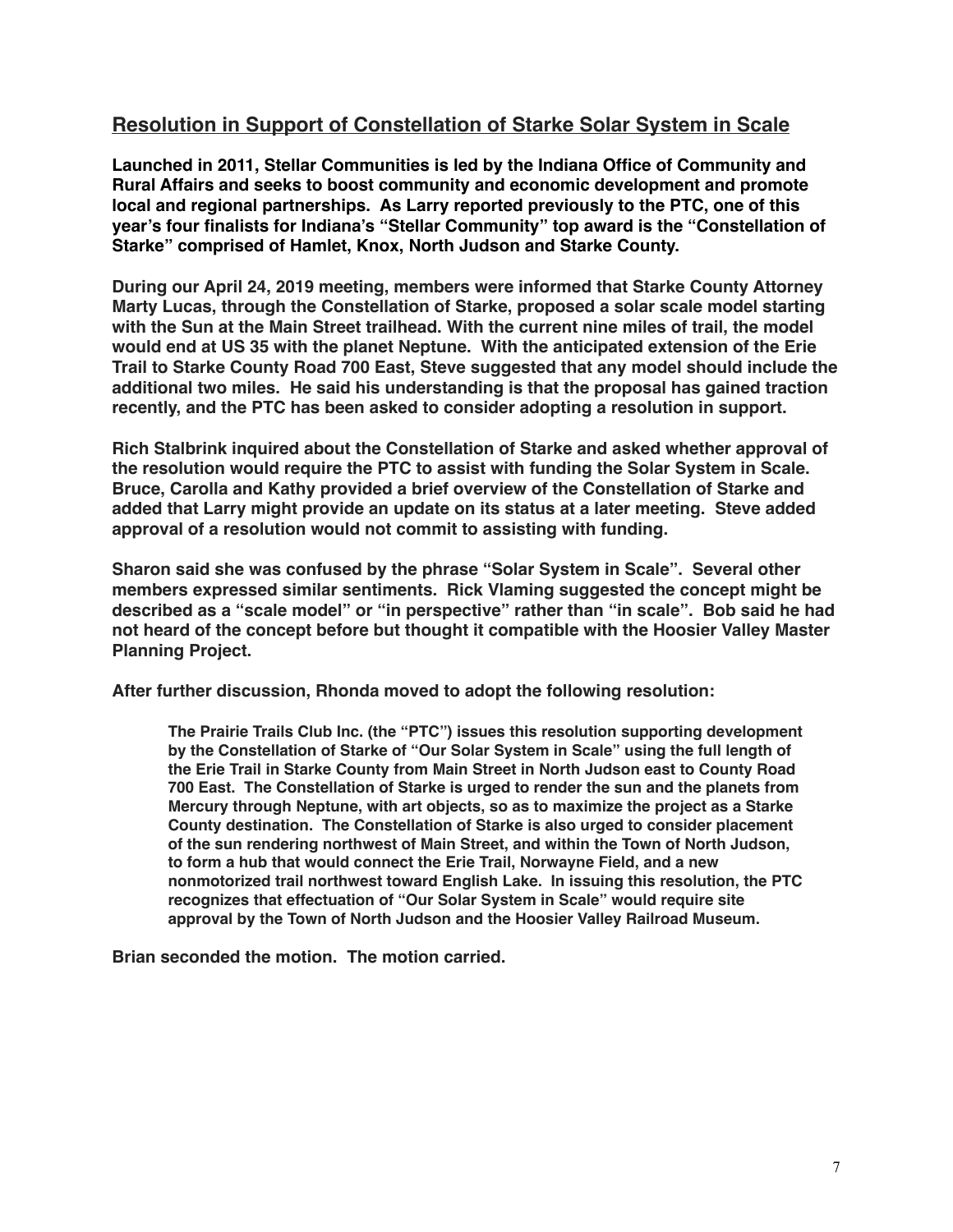## Resolution in Support of Constellation of Starke Solar System in Scale

**Launched in 2011, Stellar Communities is led by the Indiana Office of Community and Rural Affairs and seeks to boost community and economic development and promote local and regional partnerships. As Larry reported previously to the PTC, one of this year's four finalists for Indiana's "Stellar Community" top award is the "Constellation of Starke" comprised of Hamlet, Knox, North Judson and Starke County.**

**During our April 24, 2019 meeting, members were informed that Starke County Attorney Marty Lucas, through the Constellation of Starke, proposed a solar scale model starting with the Sun at the Main Street trailhead. With the current nine miles of trail, the model would end at US 35 with the planet Neptune. With the anticipated extension of the Erie Trail to Starke County Road 700 East, Steve suggested that any model should include the additional two miles. He said his understanding is that the proposal has gained traction recently, and the PTC has been asked to consider adopting a resolution in support.**

**Rich Stalbrink inquired about the Constellation of Starke and asked whether approval of the resolution would require the PTC to assist with funding the Solar System in Scale. Bruce, Carolla and Kathy provided a brief overview of the Constellation of Starke and added that Larry might provide an update on its status at a later meeting. Steve added approval of a resolution would not commit to assisting with funding.**

**Sharon said she was confused by the phrase "Solar System in Scale". Several other members expressed similar sentiments. Rick Vlaming suggested the concept might be described as a "scale model" or "in perspective" rather than "in scale". Bob said he had not heard of the concept before but thought it compatible with the Hoosier Valley Master Planning Project.**

**After further discussion, Rhonda moved to adopt the following resolution:**

> **The Prairie Trails Club Inc. (the "PTC") issues this resolution supporting development by the Constellation of Starke of "Our Solar System in Scale" using the full length of the Erie Trail in Starke County from Main Street in North Judson east to County Road 700 East. The Constellation of Starke is urged to render the sun and the planets from Mercury through Neptune, with art objects, so as to maximize the project as a Starke County destination. The Constellation of Starke is also urged to consider placement of the sun rendering northwest of Main Street, and within the Town of North Judson, to form a hub that would connect the Erie Trail, Norwayne Field, and a new nonmotorized trail northwest toward English Lake. In issuing this resolution, the PTC recognizes that effectuation of "Our Solar System in Scale" would require site approval by the Town of North Judson and the Hoosier Valley Railroad Museum.**

**Brian seconded the motion. The motion carried.**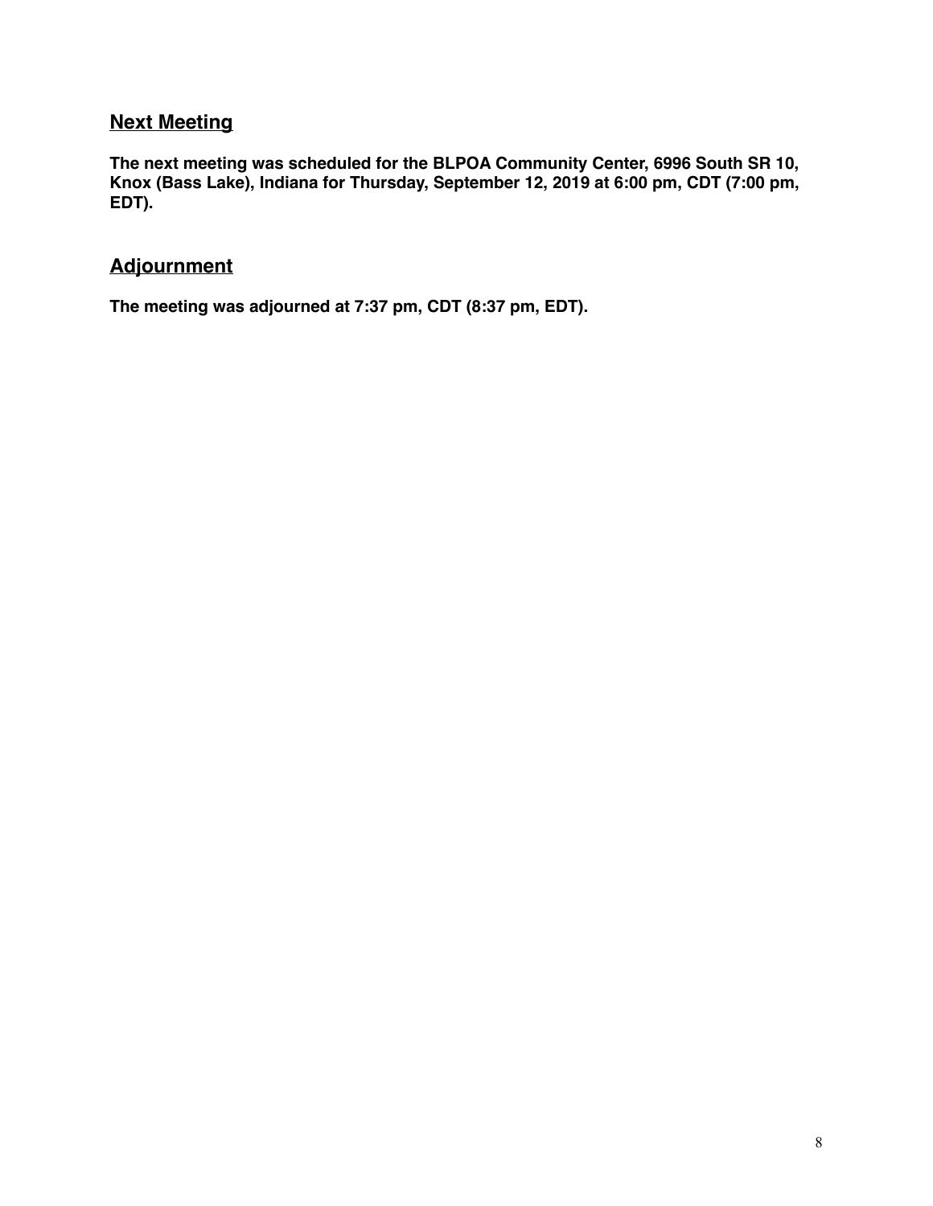## Next Meeting

**The next meeting was scheduled for the BLPOA Community Center, 6996 South SR 10, Knox (Bass Lake), Indiana for Thursday, September 12, 2019 at 6:00 pm, CDT (7:00 pm, EDT).**

## Adjournment

**The meeting was adjourned at 7:37 pm, CDT (8:37 pm, EDT).**